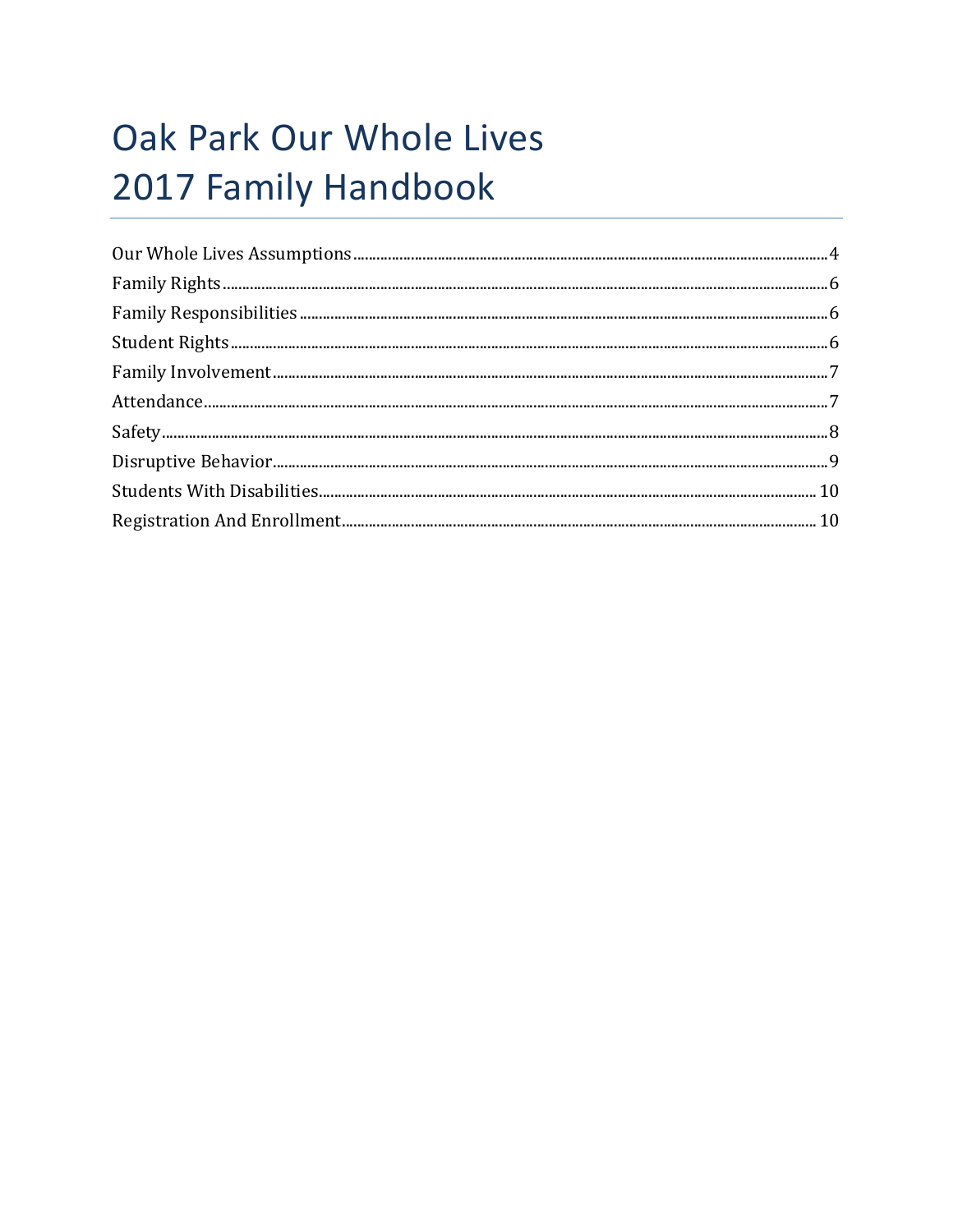# Oak Park Our Whole Lives
# 2017 Family Handbook

Our Whole Lives Assumptions .......... 4
Family Rights .......... 6
Family Responsibilities .......... 6
Student Rights .......... 6
Family Involvement .......... 7
Attendance .......... 7
Safety .......... 8
Disruptive Behavior .......... 9
Students With Disabilities .......... 10
Registration And Enrollment .......... 10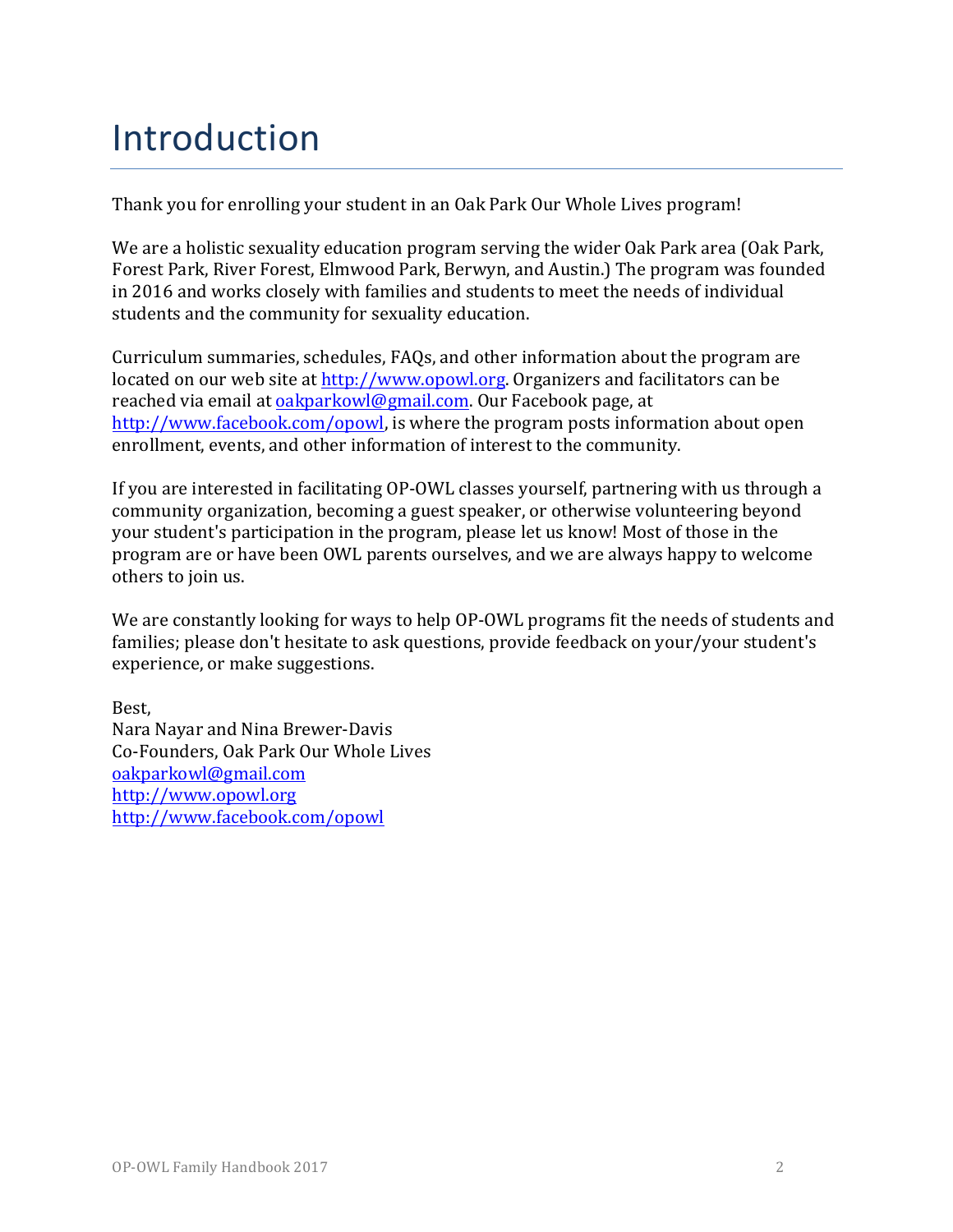# Introduction

Thank you for enrolling your student in an Oak Park Our Whole Lives program!

We are a holistic sexuality education program serving the wider Oak Park area (Oak Park, Forest Park, River Forest, Elmwood Park, Berwyn, and Austin.) The program was founded in 2016 and works closely with families and students to meet the needs of individual students and the community for sexuality education.

Curriculum summaries, schedules, FAQs, and other information about the program are located on our web site at [http://www.opowl.org](http://www.opowl.org). Organizers and facilitators can be reached via email at [oakparkowl@gmail.com](mailto:oakparkowl@gmail.com). Our Facebook page, at [http://www.facebook.com/opowl](http://www.facebook.com/opowl), is where the program posts information about open enrollment, events, and other information of interest to the community.

If you are interested in facilitating OP-OWL classes yourself, partnering with us through a community organization, becoming a guest speaker, or otherwise volunteering beyond your student's participation in the program, please let us know! Most of those in the program are or have been OWL parents ourselves, and we are always happy to welcome others to join us.

We are constantly looking for ways to help OP-OWL programs fit the needs of students and families; please don't hesitate to ask questions, provide feedback on your/your student's experience, or make suggestions.

Best,  
Nara Nayar and Nina Brewer-Davis  
Co-Founders, Oak Park Our Whole Lives  
[oakparkowl@gmail.com](mailto:oakparkowl@gmail.com)  
[http://www.opowl.org](http://www.opowl.org)  
[http://www.facebook.com/opowl](http://www.facebook.com/opowl)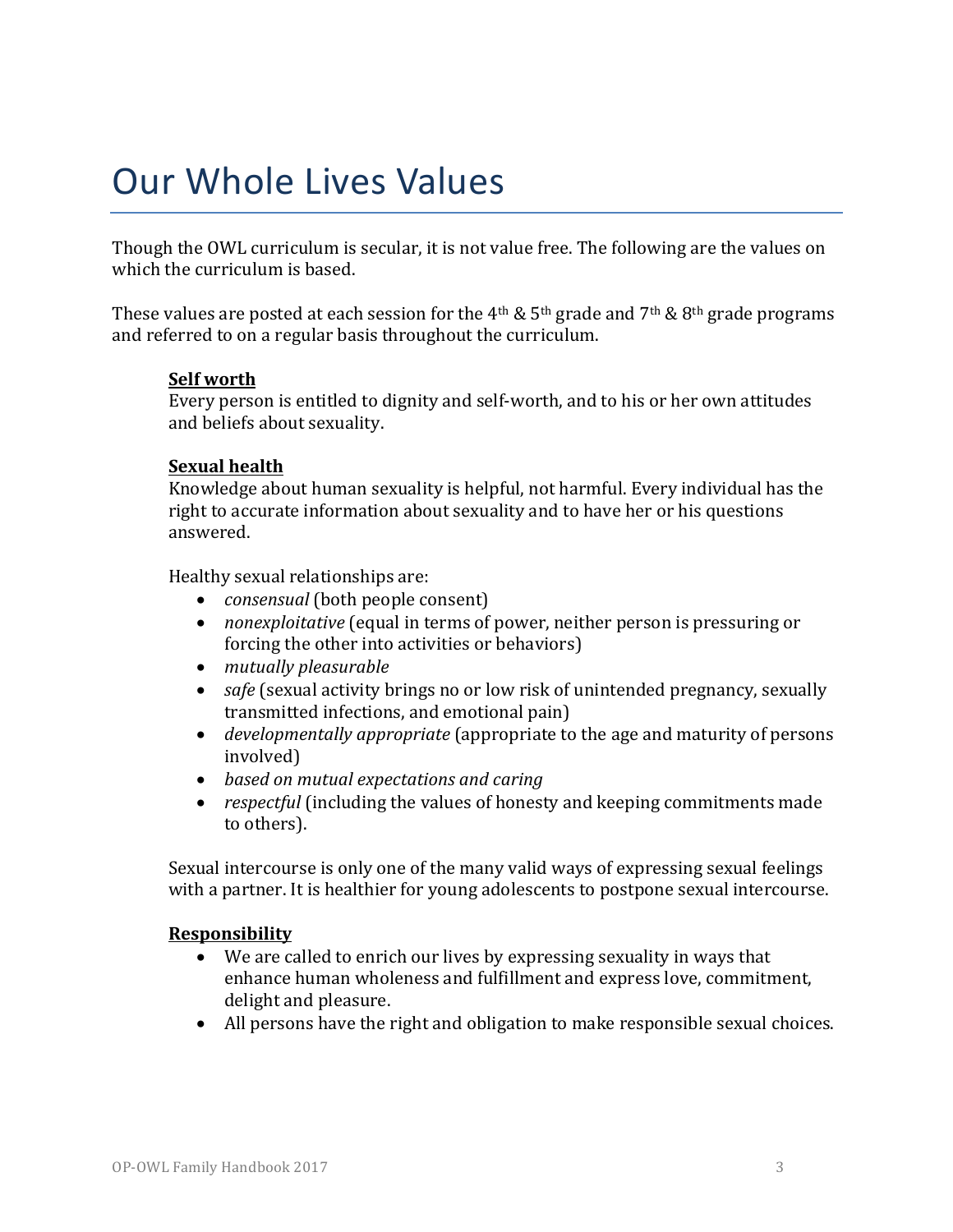# Our Whole Lives Values

Though the OWL curriculum is secular, it is not value free. The following are the values on which the curriculum is based.

These values are posted at each session for the 4th & 5th grade and 7th & 8th grade programs and referred to on a regular basis throughout the curriculum.

**Self worth**

Every person is entitled to dignity and self-worth, and to his or her own attitudes and beliefs about sexuality.

**Sexual health**

Knowledge about human sexuality is helpful, not harmful. Every individual has the right to accurate information about sexuality and to have her or his questions answered.

Healthy sexual relationships are:

- *consensual* (both people consent)
- *nonexploitative* (equal in terms of power, neither person is pressuring or forcing the other into activities or behaviors)
- *mutually pleasurable*
- *safe* (sexual activity brings no or low risk of unintended pregnancy, sexually transmitted infections, and emotional pain)
- *developmentally appropriate* (appropriate to the age and maturity of persons involved)
- *based on mutual expectations and caring*
- *respectful* (including the values of honesty and keeping commitments made to others).

Sexual intercourse is only one of the many valid ways of expressing sexual feelings with a partner. It is healthier for young adolescents to postpone sexual intercourse.

**Responsibility**

- We are called to enrich our lives by expressing sexuality in ways that enhance human wholeness and fulfillment and express love, commitment, delight and pleasure.
- All persons have the right and obligation to make responsible sexual choices.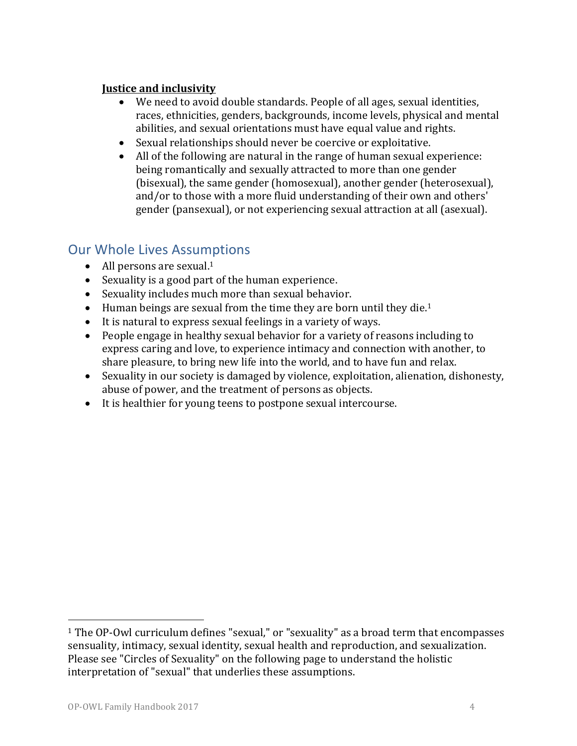**Justice and inclusivity**

- We need to avoid double standards. People of all ages, sexual identities, races, ethnicities, genders, backgrounds, income levels, physical and mental abilities, and sexual orientations must have equal value and rights.
- Sexual relationships should never be coercive or exploitative.
- All of the following are natural in the range of human sexual experience: being romantically and sexually attracted to more than one gender (bisexual), the same gender (homosexual), another gender (heterosexual), and/or to those with a more fluid understanding of their own and others' gender (pansexual), or not experiencing sexual attraction at all (asexual).

## Our Whole Lives Assumptions

- All persons are sexual.[1]
- Sexuality is a good part of the human experience.
- Sexuality includes much more than sexual behavior.
- Human beings are sexual from the time they are born until they die.[1]
- It is natural to express sexual feelings in a variety of ways.
- People engage in healthy sexual behavior for a variety of reasons including to express caring and love, to experience intimacy and connection with another, to share pleasure, to bring new life into the world, and to have fun and relax.
- Sexuality in our society is damaged by violence, exploitation, alienation, dishonesty, abuse of power, and the treatment of persons as objects.
- It is healthier for young teens to postpone sexual intercourse.

---

[1] The OP-Owl curriculum defines "sexual," or "sexuality" as a broad term that encompasses sensuality, intimacy, sexual identity, sexual health and reproduction, and sexualization. Please see "Circles of Sexuality" on the following page to understand the holistic interpretation of "sexual" that underlies these assumptions.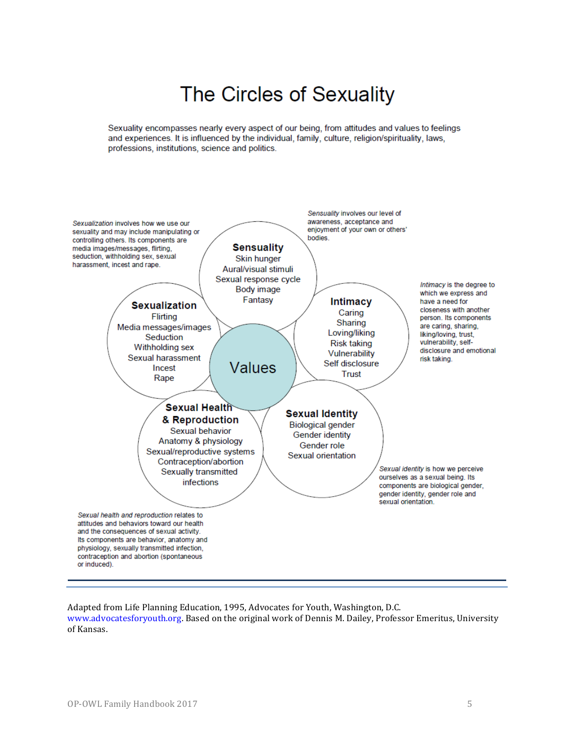# The Circles of Sexuality

Sexuality encompasses nearly every aspect of our being, from attitudes and values to feelings and experiences. It is influenced by the individual, family, culture, religion/spirituality, laws, professions, institutions, science and politics.

*Sexualization* involves how we use our sexuality and may include manipulating or controlling others. Its components are media images/messages, flirting, seduction, withholding sex, sexual harassment, incest and rape.

*Sensuality* involves our level of awareness, acceptance and enjoyment of your own or others' bodies.

**Sensuality**
Skin hunger
Aural/visual stimuli
Sexual response cycle
Body image
Fantasy

**Sexualization**
Flirting
Media messages/images
Seduction
Withholding sex
Sexual harassment
Incest
Rape

Values

**Intimacy**
Caring
Sharing
Loving/liking
Risk taking
Vulnerability
Self disclosure
Trust

*Intimacy* is the degree to which we express and have a need for closeness with another person. Its components are caring, sharing, liking/loving, trust, vulnerability, self-disclosure and emotional risk taking.

**Sexual Health & Reproduction**
Sexual behavior
Anatomy & physiology
Sexual/reproductive systems
Contraception/abortion
Sexually transmitted infections

**Sexual Identity**
Biological gender
Gender identity
Gender role
Sexual orientation

*Sexual identity* is how we perceive ourselves as a sexual being. Its components are biological gender, gender identity, gender role and sexual orientation.

*Sexual health and reproduction* relates to attitudes and behaviors toward our health and the consequences of sexual activity. Its components are behavior, anatomy and physiology, sexually transmitted infection, contraception and abortion (spontaneous or induced).

---

Adapted from Life Planning Education, 1995, Advocates for Youth, Washington, D.C. www.advocatesforyouth.org. Based on the original work of Dennis M. Dailey, Professor Emeritus, University of Kansas.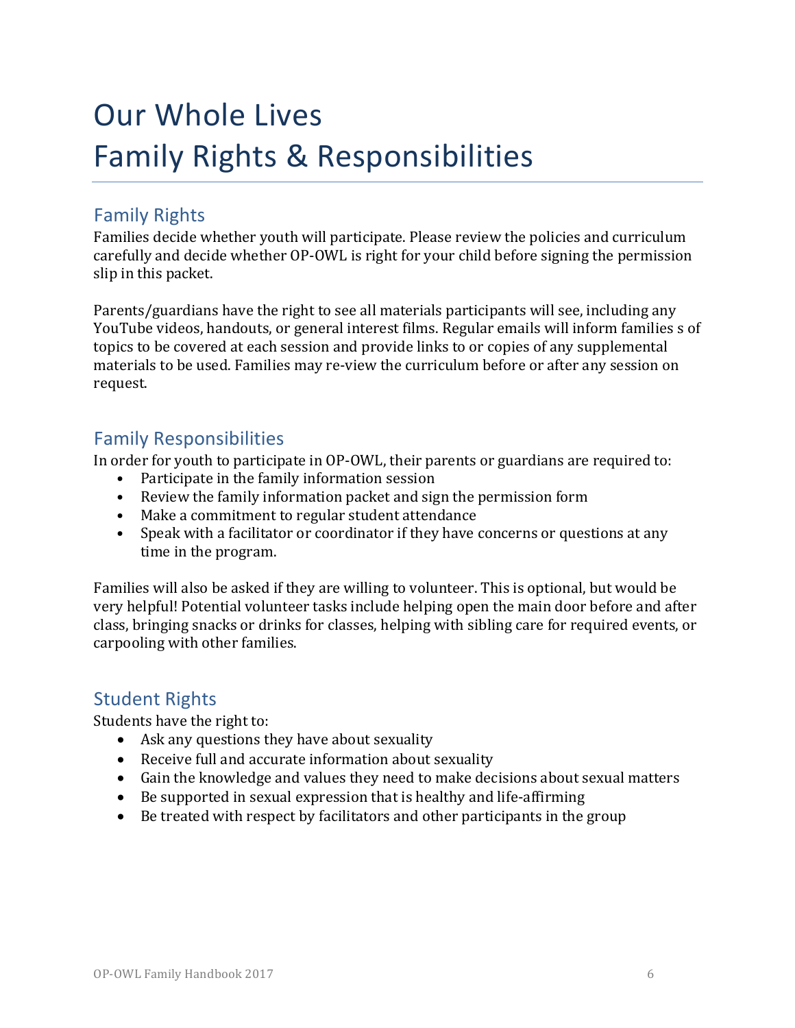# Our Whole Lives
# Family Rights & Responsibilities

## Family Rights

Families decide whether youth will participate. Please review the policies and curriculum carefully and decide whether OP-OWL is right for your child before signing the permission slip in this packet.

Parents/guardians have the right to see all materials participants will see, including any YouTube videos, handouts, or general interest films. Regular emails will inform families s of topics to be covered at each session and provide links to or copies of any supplemental materials to be used. Families may re-view the curriculum before or after any session on request.

## Family Responsibilities

In order for youth to participate in OP-OWL, their parents or guardians are required to:

- Participate in the family information session
- Review the family information packet and sign the permission form
- Make a commitment to regular student attendance
- Speak with a facilitator or coordinator if they have concerns or questions at any time in the program.

Families will also be asked if they are willing to volunteer. This is optional, but would be very helpful! Potential volunteer tasks include helping open the main door before and after class, bringing snacks or drinks for classes, helping with sibling care for required events, or carpooling with other families.

## Student Rights

Students have the right to:

- Ask any questions they have about sexuality
- Receive full and accurate information about sexuality
- Gain the knowledge and values they need to make decisions about sexual matters
- Be supported in sexual expression that is healthy and life-affirming
- Be treated with respect by facilitators and other participants in the group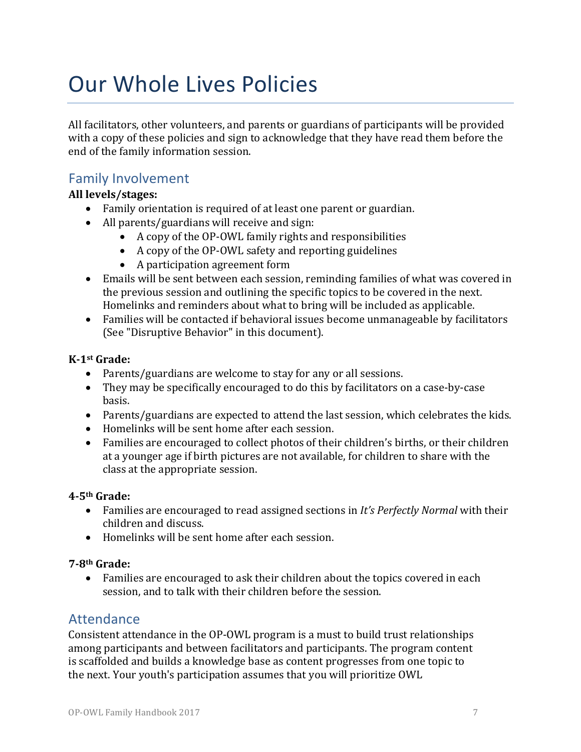# Our Whole Lives Policies

All facilitators, other volunteers, and parents or guardians of participants will be provided with a copy of these policies and sign to acknowledge that they have read them before the end of the family information session.

## Family Involvement

**All levels/stages:**

- Family orientation is required of at least one parent or guardian.
- All parents/guardians will receive and sign:
  - A copy of the OP-OWL family rights and responsibilities
  - A copy of the OP-OWL safety and reporting guidelines
  - A participation agreement form
- Emails will be sent between each session, reminding families of what was covered in the previous session and outlining the specific topics to be covered in the next. Homelinks and reminders about what to bring will be included as applicable.
- Families will be contacted if behavioral issues become unmanageable by facilitators (See "Disruptive Behavior" in this document).

**K-1st Grade:**

- Parents/guardians are welcome to stay for any or all sessions.
- They may be specifically encouraged to do this by facilitators on a case-by-case basis.
- Parents/guardians are expected to attend the last session, which celebrates the kids.
- Homelinks will be sent home after each session.
- Families are encouraged to collect photos of their children's births, or their children at a younger age if birth pictures are not available, for children to share with the class at the appropriate session.

**4-5th Grade:**

- Families are encouraged to read assigned sections in *It's Perfectly Normal* with their children and discuss.
- Homelinks will be sent home after each session.

**7-8th Grade:**

- Families are encouraged to ask their children about the topics covered in each session, and to talk with their children before the session.

## Attendance

Consistent attendance in the OP-OWL program is a must to build trust relationships among participants and between facilitators and participants. The program content is scaffolded and builds a knowledge base as content progresses from one topic to the next. Your youth's participation assumes that you will prioritize OWL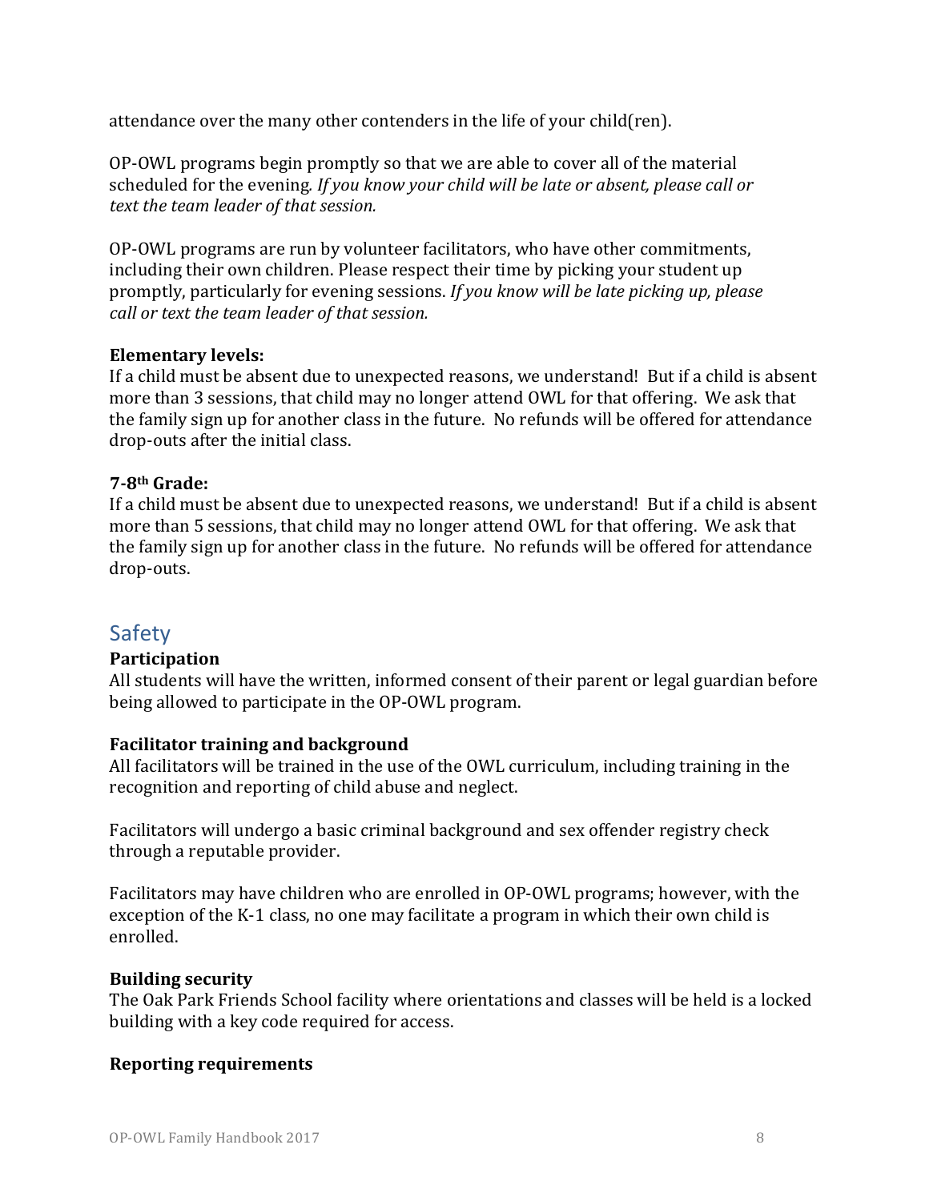attendance over the many other contenders in the life of your child(ren).

OP-OWL programs begin promptly so that we are able to cover all of the material scheduled for the evening. *If you know your child will be late or absent, please call or text the team leader of that session.*

OP-OWL programs are run by volunteer facilitators, who have other commitments, including their own children. Please respect their time by picking your student up promptly, particularly for evening sessions. *If you know will be late picking up, please call or text the team leader of that session.*

**Elementary levels:**
If a child must be absent due to unexpected reasons, we understand! But if a child is absent more than 3 sessions, that child may no longer attend OWL for that offering. We ask that the family sign up for another class in the future. No refunds will be offered for attendance drop-outs after the initial class.

**7-8th Grade:**
If a child must be absent due to unexpected reasons, we understand! But if a child is absent more than 5 sessions, that child may no longer attend OWL for that offering. We ask that the family sign up for another class in the future. No refunds will be offered for attendance drop-outs.

## Safety

**Participation**
All students will have the written, informed consent of their parent or legal guardian before being allowed to participate in the OP-OWL program.

**Facilitator training and background**
All facilitators will be trained in the use of the OWL curriculum, including training in the recognition and reporting of child abuse and neglect.

Facilitators will undergo a basic criminal background and sex offender registry check through a reputable provider.

Facilitators may have children who are enrolled in OP-OWL programs; however, with the exception of the K-1 class, no one may facilitate a program in which their own child is enrolled.

**Building security**
The Oak Park Friends School facility where orientations and classes will be held is a locked building with a key code required for access.

**Reporting requirements**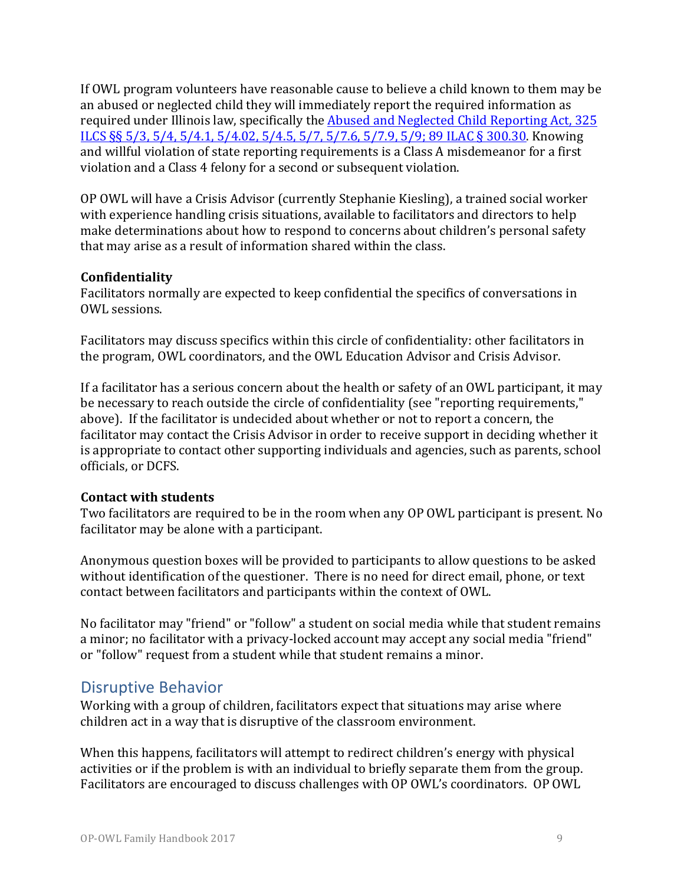If OWL program volunteers have reasonable cause to believe a child known to them may be an abused or neglected child they will immediately report the required information as required under Illinois law, specifically the [Abused and Neglected Child Reporting Act, 325 ILCS §§ 5/3, 5/4, 5/4.1, 5/4.02, 5/4.5, 5/7, 5/7.6, 5/7.9, 5/9; 89 ILAC § 300.30]. Knowing and willful violation of state reporting requirements is a Class A misdemeanor for a first violation and a Class 4 felony for a second or subsequent violation.

OP OWL will have a Crisis Advisor (currently Stephanie Kiesling), a trained social worker with experience handling crisis situations, available to facilitators and directors to help make determinations about how to respond to concerns about children's personal safety that may arise as a result of information shared within the class.

**Confidentiality**
Facilitators normally are expected to keep confidential the specifics of conversations in OWL sessions.

Facilitators may discuss specifics within this circle of confidentiality: other facilitators in the program, OWL coordinators, and the OWL Education Advisor and Crisis Advisor.

If a facilitator has a serious concern about the health or safety of an OWL participant, it may be necessary to reach outside the circle of confidentiality (see "reporting requirements," above). If the facilitator is undecided about whether or not to report a concern, the facilitator may contact the Crisis Advisor in order to receive support in deciding whether it is appropriate to contact other supporting individuals and agencies, such as parents, school officials, or DCFS.

**Contact with students**
Two facilitators are required to be in the room when any OP OWL participant is present. No facilitator may be alone with a participant.

Anonymous question boxes will be provided to participants to allow questions to be asked without identification of the questioner. There is no need for direct email, phone, or text contact between facilitators and participants within the context of OWL.

No facilitator may "friend" or "follow" a student on social media while that student remains a minor; no facilitator with a privacy-locked account may accept any social media "friend" or "follow" request from a student while that student remains a minor.

## Disruptive Behavior

Working with a group of children, facilitators expect that situations may arise where children act in a way that is disruptive of the classroom environment.

When this happens, facilitators will attempt to redirect children's energy with physical activities or if the problem is with an individual to briefly separate them from the group. Facilitators are encouraged to discuss challenges with OP OWL's coordinators. OP OWL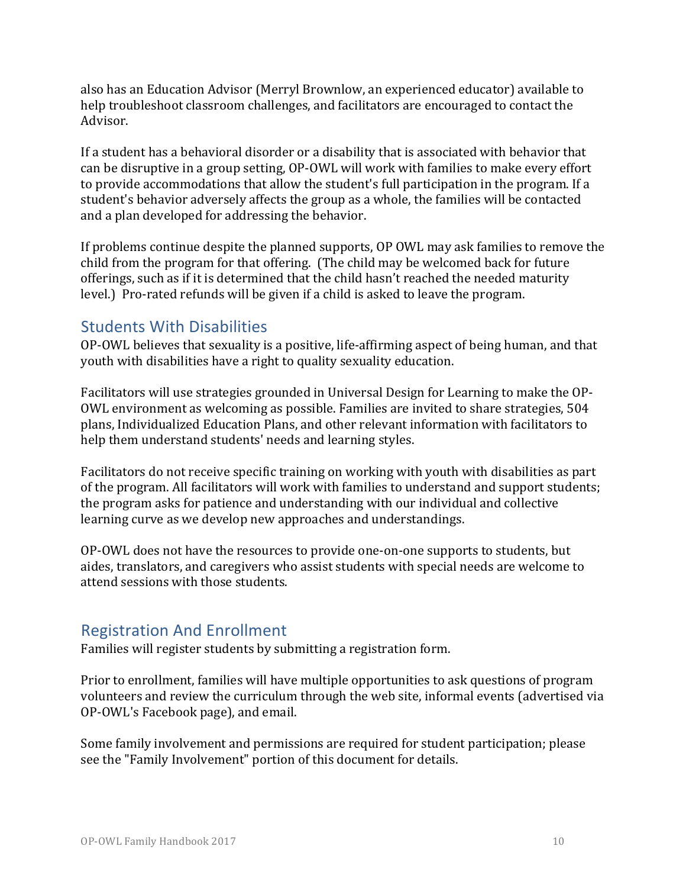also has an Education Advisor (Merryl Brownlow, an experienced educator) available to help troubleshoot classroom challenges, and facilitators are encouraged to contact the Advisor.

If a student has a behavioral disorder or a disability that is associated with behavior that can be disruptive in a group setting, OP-OWL will work with families to make every effort to provide accommodations that allow the student's full participation in the program. If a student's behavior adversely affects the group as a whole, the families will be contacted and a plan developed for addressing the behavior.

If problems continue despite the planned supports, OP OWL may ask families to remove the child from the program for that offering. (The child may be welcomed back for future offerings, such as if it is determined that the child hasn't reached the needed maturity level.) Pro-rated refunds will be given if a child is asked to leave the program.

## Students With Disabilities

OP-OWL believes that sexuality is a positive, life-affirming aspect of being human, and that youth with disabilities have a right to quality sexuality education.

Facilitators will use strategies grounded in Universal Design for Learning to make the OP-OWL environment as welcoming as possible. Families are invited to share strategies, 504 plans, Individualized Education Plans, and other relevant information with facilitators to help them understand students' needs and learning styles.

Facilitators do not receive specific training on working with youth with disabilities as part of the program. All facilitators will work with families to understand and support students; the program asks for patience and understanding with our individual and collective learning curve as we develop new approaches and understandings.

OP-OWL does not have the resources to provide one-on-one supports to students, but aides, translators, and caregivers who assist students with special needs are welcome to attend sessions with those students.

## Registration And Enrollment

Families will register students by submitting a registration form.

Prior to enrollment, families will have multiple opportunities to ask questions of program volunteers and review the curriculum through the web site, informal events (advertised via OP-OWL's Facebook page), and email.

Some family involvement and permissions are required for student participation; please see the "Family Involvement" portion of this document for details.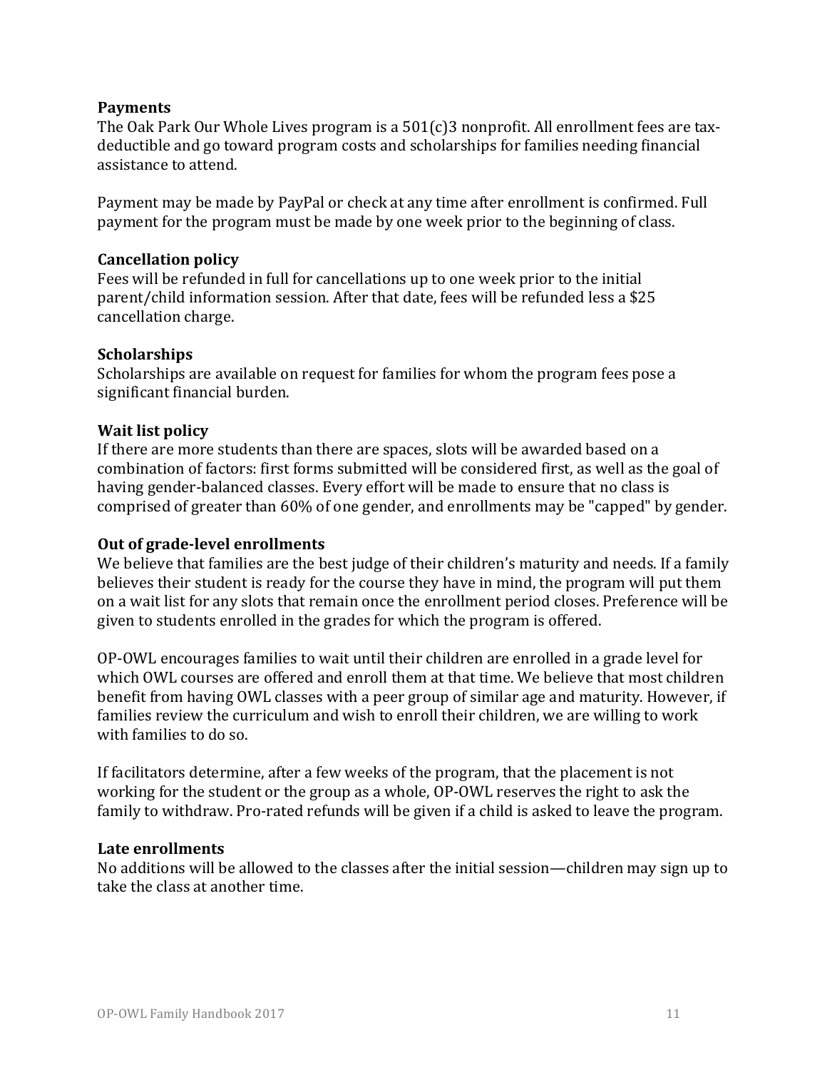### Payments

The Oak Park Our Whole Lives program is a 501(c)3 nonprofit. All enrollment fees are tax-deductible and go toward program costs and scholarships for families needing financial assistance to attend.

Payment may be made by PayPal or check at any time after enrollment is confirmed. Full payment for the program must be made by one week prior to the beginning of class.

### Cancellation policy

Fees will be refunded in full for cancellations up to one week prior to the initial parent/child information session. After that date, fees will be refunded less a $25 cancellation charge.

### Scholarships

Scholarships are available on request for families for whom the program fees pose a significant financial burden.

### Wait list policy

If there are more students than there are spaces, slots will be awarded based on a combination of factors: first forms submitted will be considered first, as well as the goal of having gender-balanced classes. Every effort will be made to ensure that no class is comprised of greater than 60% of one gender, and enrollments may be "capped" by gender.

### Out of grade-level enrollments

We believe that families are the best judge of their children's maturity and needs. If a family believes their student is ready for the course they have in mind, the program will put them on a wait list for any slots that remain once the enrollment period closes. Preference will be given to students enrolled in the grades for which the program is offered.

OP-OWL encourages families to wait until their children are enrolled in a grade level for which OWL courses are offered and enroll them at that time. We believe that most children benefit from having OWL classes with a peer group of similar age and maturity. However, if families review the curriculum and wish to enroll their children, we are willing to work with families to do so.

If facilitators determine, after a few weeks of the program, that the placement is not working for the student or the group as a whole, OP-OWL reserves the right to ask the family to withdraw. Pro-rated refunds will be given if a child is asked to leave the program.

### Late enrollments

No additions will be allowed to the classes after the initial session—children may sign up to take the class at another time.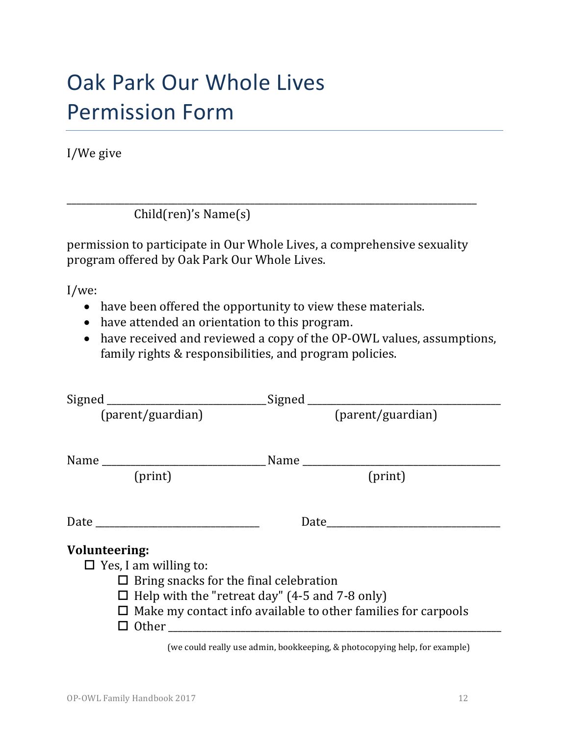# Oak Park Our Whole Lives Permission Form

I/We give

______________________________________________________________________________

Child(ren)'s Name(s)

permission to participate in Our Whole Lives, a comprehensive sexuality program offered by Oak Park Our Whole Lives.

I/we:

- have been offered the opportunity to view these materials.
- have attended an orientation to this program.
- have received and reviewed a copy of the OP-OWL values, assumptions, family rights & responsibilities, and program policies.

Signed _____________________________ Signed _________________________________
(parent/guardian) (parent/guardian)

Name ______________________________ Name __________________________________
(print) (print)

Date ______________________________ Date___________________________________

**Volunteering:**

- ☐ Yes, I am willing to:
  - ☐ Bring snacks for the final celebration
  - ☐ Help with the "retreat day" (4-5 and 7-8 only)
  - ☐ Make my contact info available to other families for carpools
  - ☐ Other _____________________________________________________________

(we could really use admin, bookkeeping, & photocopying help, for example)